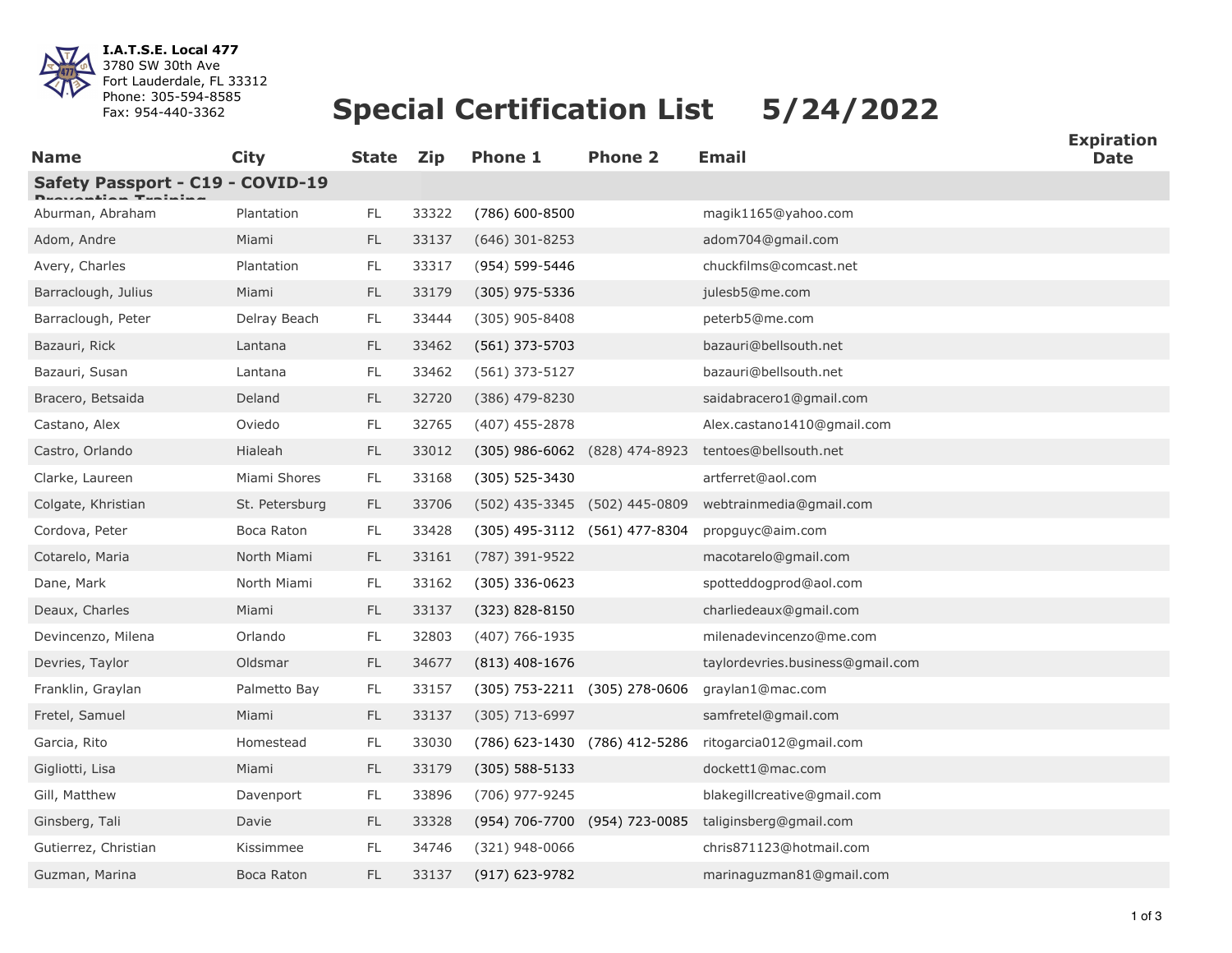**I.A.T.S.E. Local 477**
3780 SW 30th Ave
Fort Lauderdale, FL 33312
Phone: 305-594-8585
Fax: 954-440-3362

# Special Certification List 5/24/2022

| Name | City | State | Zip | Phone 1 | Phone 2 | Email | Expiration Date |
|---|---|---|---|---|---|---|---|
| **Safety Passport - C19 - COVID-19 Prevention Training** | | | | | | | |
| Aburman, Abraham | Plantation | FL | 33322 | (786) 600-8500 | | magik1165@yahoo.com | |
| Adom, Andre | Miami | FL | 33137 | (646) 301-8253 | | adom704@gmail.com | |
| Avery, Charles | Plantation | FL | 33317 | (954) 599-5446 | | chuckfilms@comcast.net | |
| Barraclough, Julius | Miami | FL | 33179 | (305) 975-5336 | | julesb5@me.com | |
| Barraclough, Peter | Delray Beach | FL | 33444 | (305) 905-8408 | | peterb5@me.com | |
| Bazauri, Rick | Lantana | FL | 33462 | (561) 373-5703 | | bazauri@bellsouth.net | |
| Bazauri, Susan | Lantana | FL | 33462 | (561) 373-5127 | | bazauri@bellsouth.net | |
| Bracero, Betsaida | Deland | FL | 32720 | (386) 479-8230 | | saidabracero1@gmail.com | |
| Castano, Alex | Oviedo | FL | 32765 | (407) 455-2878 | | Alex.castano1410@gmail.com | |
| Castro, Orlando | Hialeah | FL | 33012 | (305) 986-6062 | (828) 474-8923 | tentoes@bellsouth.net | |
| Clarke, Laureen | Miami Shores | FL | 33168 | (305) 525-3430 | | artferret@aol.com | |
| Colgate, Khristian | St. Petersburg | FL | 33706 | (502) 435-3345 | (502) 445-0809 | webtrainmedia@gmail.com | |
| Cordova, Peter | Boca Raton | FL | 33428 | (305) 495-3112 | (561) 477-8304 | propguyc@aim.com | |
| Cotarelo, Maria | North Miami | FL | 33161 | (787) 391-9522 | | macotarelo@gmail.com | |
| Dane, Mark | North Miami | FL | 33162 | (305) 336-0623 | | spotteddogprod@aol.com | |
| Deaux, Charles | Miami | FL | 33137 | (323) 828-8150 | | charliedeaux@gmail.com | |
| Devincenzo, Milena | Orlando | FL | 32803 | (407) 766-1935 | | milenadevincenzo@me.com | |
| Devries, Taylor | Oldsmar | FL | 34677 | (813) 408-1676 | | taylordevries.business@gmail.com | |
| Franklin, Graylan | Palmetto Bay | FL | 33157 | (305) 753-2211 | (305) 278-0606 | graylan1@mac.com | |
| Fretel, Samuel | Miami | FL | 33137 | (305) 713-6997 | | samfretel@gmail.com | |
| Garcia, Rito | Homestead | FL | 33030 | (786) 623-1430 | (786) 412-5286 | ritogarcia012@gmail.com | |
| Gigliotti, Lisa | Miami | FL | 33179 | (305) 588-5133 | | dockett1@mac.com | |
| Gill, Matthew | Davenport | FL | 33896 | (706) 977-9245 | | blakegillcreative@gmail.com | |
| Ginsberg, Tali | Davie | FL | 33328 | (954) 706-7700 | (954) 723-0085 | taliginsberg@gmail.com | |
| Gutierrez, Christian | Kissimmee | FL | 34746 | (321) 948-0066 | | chris871123@hotmail.com | |
| Guzman, Marina | Boca Raton | FL | 33137 | (917) 623-9782 | | marinaguzman81@gmail.com | |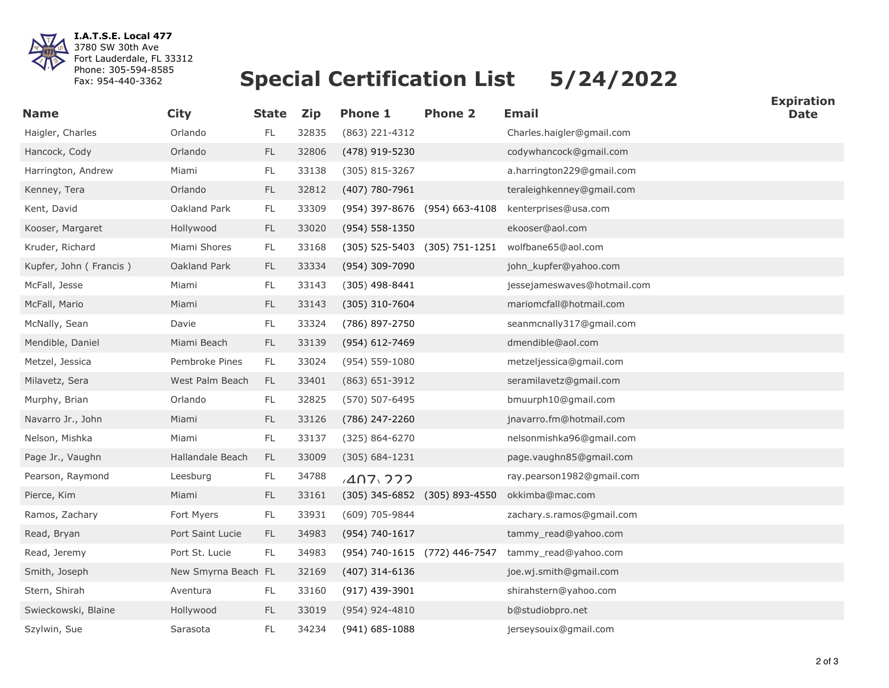**I.A.T.S.E. Local 477**
3780 SW 30th Ave
Fort Lauderdale, FL 33312
Phone: 305-594-8585
Fax: 954-440-3362

# Special Certification List 5/24/2022

| Name | City | State | Zip | Phone 1 | Phone 2 | Email | Expiration Date |
|---|---|---|---|---|---|---|---|
| Haigler, Charles | Orlando | FL | 32835 | (863) 221-4312 | | Charles.haigler@gmail.com | |
| Hancock, Cody | Orlando | FL | 32806 | (478) 919-5230 | | codywhancock@gmail.com | |
| Harrington, Andrew | Miami | FL | 33138 | (305) 815-3267 | | a.harrington229@gmail.com | |
| Kenney, Tera | Orlando | FL | 32812 | (407) 780-7961 | | teraleighkenney@gmail.com | |
| Kent, David | Oakland Park | FL | 33309 | (954) 397-8676 | (954) 663-4108 | kenterprises@usa.com | |
| Kooser, Margaret | Hollywood | FL | 33020 | (954) 558-1350 | | ekooser@aol.com | |
| Kruder, Richard | Miami Shores | FL | 33168 | (305) 525-5403 | (305) 751-1251 | wolfbane65@aol.com | |
| Kupfer, John ( Francis ) | Oakland Park | FL | 33334 | (954) 309-7090 | | john_kupfer@yahoo.com | |
| McFall, Jesse | Miami | FL | 33143 | (305) 498-8441 | | jessejameswaves@hotmail.com | |
| McFall, Mario | Miami | FL | 33143 | (305) 310-7604 | | mariomcfall@hotmail.com | |
| McNally, Sean | Davie | FL | 33324 | (786) 897-2750 | | seanmcnally317@gmail.com | |
| Mendible, Daniel | Miami Beach | FL | 33139 | (954) 612-7469 | | dmendible@aol.com | |
| Metzel, Jessica | Pembroke Pines | FL | 33024 | (954) 559-1080 | | metzeljessica@gmail.com | |
| Milavetz, Sera | West Palm Beach | FL | 33401 | (863) 651-3912 | | seramilavetz@gmail.com | |
| Murphy, Brian | Orlando | FL | 32825 | (570) 507-6495 | | bmuurph10@gmail.com | |
| Navarro Jr., John | Miami | FL | 33126 | (786) 247-2260 | | jnavarro.fm@hotmail.com | |
| Nelson, Mishka | Miami | FL | 33137 | (325) 864-6270 | | nelsonmishka96@gmail.com | |
| Page Jr., Vaughn | Hallandale Beach | FL | 33009 | (305) 684-1231 | | page.vaughn85@gmail.com | |
| Pearson, Raymond | Leesburg | FL | 34788 | (407) 222 | | ray.pearson1982@gmail.com | |
| Pierce, Kim | Miami | FL | 33161 | (305) 345-6852 | (305) 893-4550 | okkimba@mac.com | |
| Ramos, Zachary | Fort Myers | FL | 33931 | (609) 705-9844 | | zachary.s.ramos@gmail.com | |
| Read, Bryan | Port Saint Lucie | FL | 34983 | (954) 740-1617 | | tammy_read@yahoo.com | |
| Read, Jeremy | Port St. Lucie | FL | 34983 | (954) 740-1615 | (772) 446-7547 | tammy_read@yahoo.com | |
| Smith, Joseph | New Smyrna Beach | FL | 32169 | (407) 314-6136 | | joe.wj.smith@gmail.com | |
| Stern, Shirah | Aventura | FL | 33160 | (917) 439-3901 | | shirahstern@yahoo.com | |
| Swieckowski, Blaine | Hollywood | FL | 33019 | (954) 924-4810 | | b@studiobpro.net | |
| Szylwin, Sue | Sarasota | FL | 34234 | (941) 685-1088 | | jerseysouix@gmail.com | |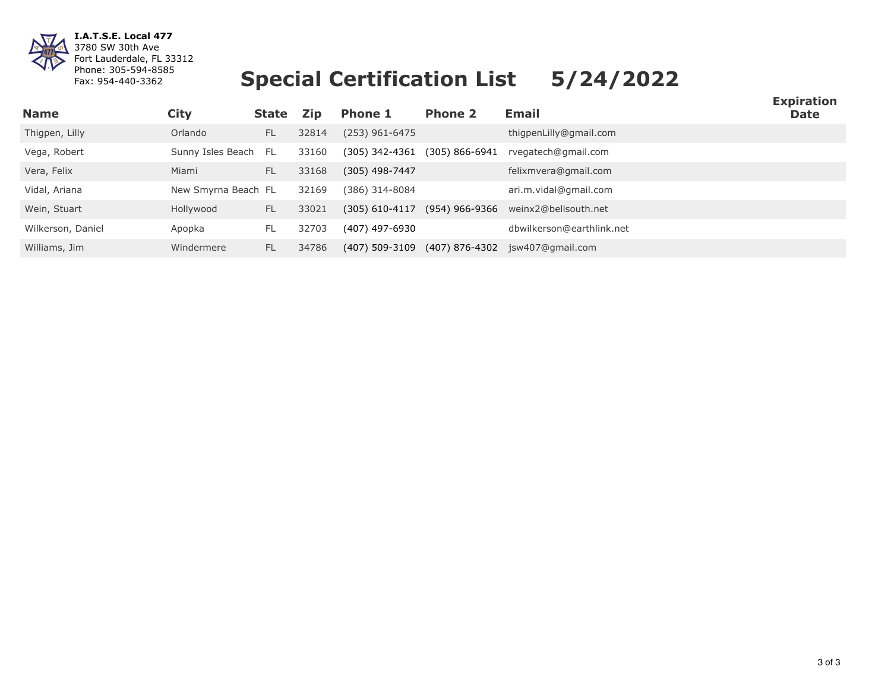**I.A.T.S.E. Local 477**
3780 SW 30th Ave
Fort Lauderdale, FL 33312
Phone: 305-594-8585
Fax: 954-440-3362

# Special Certification List 5/24/2022

| Name | City | State | Zip | Phone 1 | Phone 2 | Email | Expiration Date |
|---|---|---|---|---|---|---|---|
| Thigpen, Lilly | Orlando | FL | 32814 | (253) 961-6475 | | thigpenLilly@gmail.com | |
| Vega, Robert | Sunny Isles Beach | FL | 33160 | (305) 342-4361 | (305) 866-6941 | rvegatech@gmail.com | |
| Vera, Felix | Miami | FL | 33168 | (305) 498-7447 | | felixmvera@gmail.com | |
| Vidal, Ariana | New Smyrna Beach | FL | 32169 | (386) 314-8084 | | ari.m.vidal@gmail.com | |
| Wein, Stuart | Hollywood | FL | 33021 | (305) 610-4117 | (954) 966-9366 | weinx2@bellsouth.net | |
| Wilkerson, Daniel | Apopka | FL | 32703 | (407) 497-6930 | | dbwilkerson@earthlink.net | |
| Williams, Jim | Windermere | FL | 34786 | (407) 509-3109 | (407) 876-4302 | jsw407@gmail.com | |